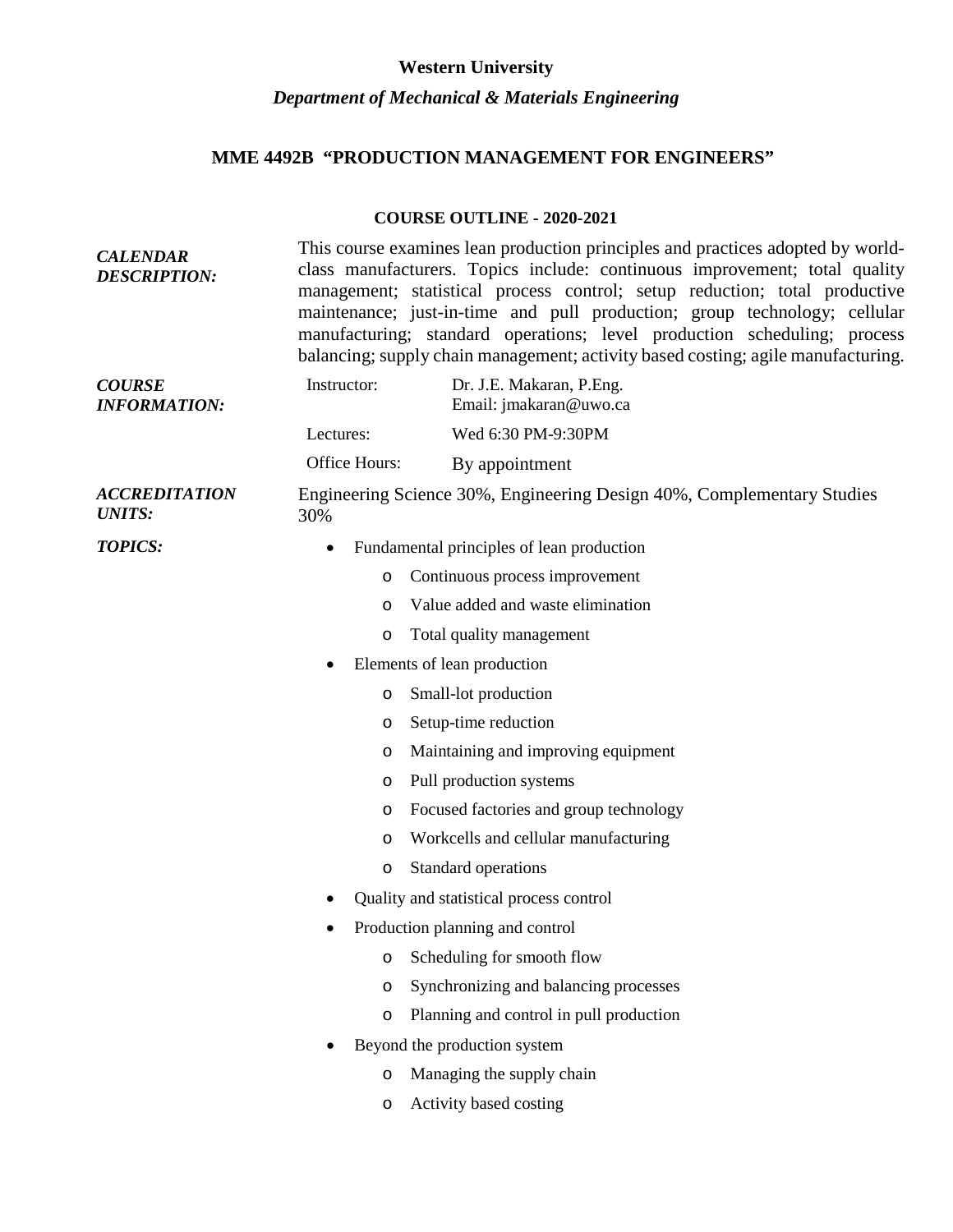**Western University**

***Department of Mechanical & Materials Engineering***

# MME 4492B "PRODUCTION MANAGEMENT FOR ENGINEERS"

**COURSE OUTLINE - 2020-2021**

***CALENDAR DESCRIPTION:***

This course examines lean production principles and practices adopted by world-class manufacturers. Topics include: continuous improvement; total quality management; statistical process control; setup reduction; total productive maintenance; just-in-time and pull production; group technology; cellular manufacturing; standard operations; level production scheduling; process balancing; supply chain management; activity based costing; agile manufacturing.

***COURSE INFORMATION:***

| | |
|---|---|
| Instructor: | Dr. J.E. Makaran, P.Eng.<br>Email: jmakaran@uwo.ca |
| Lectures: | Wed 6:30 PM-9:30PM |
| Office Hours: | By appointment |

***ACCREDITATION UNITS:***

Engineering Science 30%, Engineering Design 40%, Complementary Studies 30%

***TOPICS:***

- Fundamental principles of lean production
  - Continuous process improvement
  - Value added and waste elimination
  - Total quality management
- Elements of lean production
  - Small-lot production
  - Setup-time reduction
  - Maintaining and improving equipment
  - Pull production systems
  - Focused factories and group technology
  - Workcells and cellular manufacturing
  - Standard operations
- Quality and statistical process control
- Production planning and control
  - Scheduling for smooth flow
  - Synchronizing and balancing processes
  - Planning and control in pull production
- Beyond the production system
  - Managing the supply chain
  - Activity based costing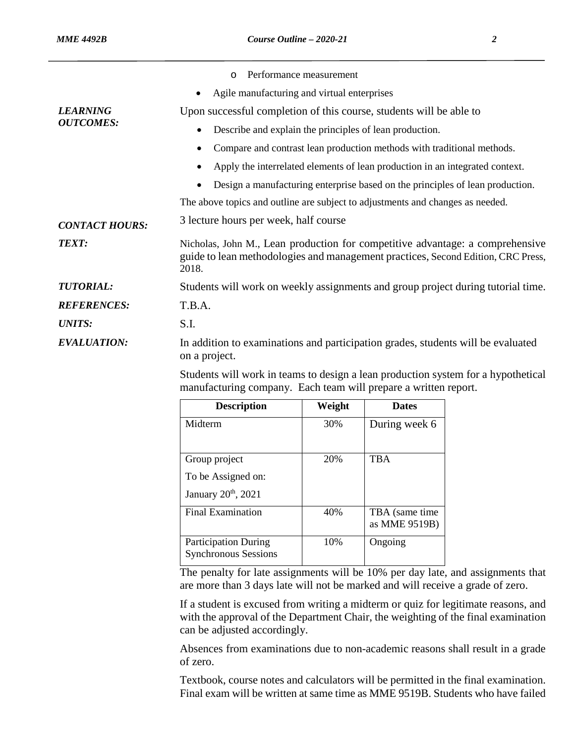- Performance measurement
- Agile manufacturing and virtual enterprises

***LEARNING OUTCOMES:***

Upon successful completion of this course, students will be able to

- Describe and explain the principles of lean production.
- Compare and contrast lean production methods with traditional methods.
- Apply the interrelated elements of lean production in an integrated context.
- Design a manufacturing enterprise based on the principles of lean production.

The above topics and outline are subject to adjustments and changes as needed.

***CONTACT HOURS:*** 3 lecture hours per week, half course

***TEXT:*** Nicholas, John M., Lean production for competitive advantage: a comprehensive guide to lean methodologies and management practices, Second Edition, CRC Press, 2018.

***TUTORIAL:*** Students will work on weekly assignments and group project during tutorial time.

***REFERENCES:*** T.B.A.

***UNITS:*** S.I.

***EVALUATION:***

In addition to examinations and participation grades, students will be evaluated on a project.

Students will work in teams to design a lean production system for a hypothetical manufacturing company. Each team will prepare a written report.

| Description | Weight | Dates |
|---|---|---|
| Midterm | 30% | During week 6 |
| Group project<br>To be Assigned on:<br>January 20th, 2021 | 20% | TBA |
| Final Examination | 40% | TBA (same time as MME 9519B) |
| Participation During Synchronous Sessions | 10% | Ongoing |

The penalty for late assignments will be 10% per day late, and assignments that are more than 3 days late will not be marked and will receive a grade of zero.

If a student is excused from writing a midterm or quiz for legitimate reasons, and with the approval of the Department Chair, the weighting of the final examination can be adjusted accordingly.

Absences from examinations due to non-academic reasons shall result in a grade of zero.

Textbook, course notes and calculators will be permitted in the final examination. Final exam will be written at same time as MME 9519B. Students who have failed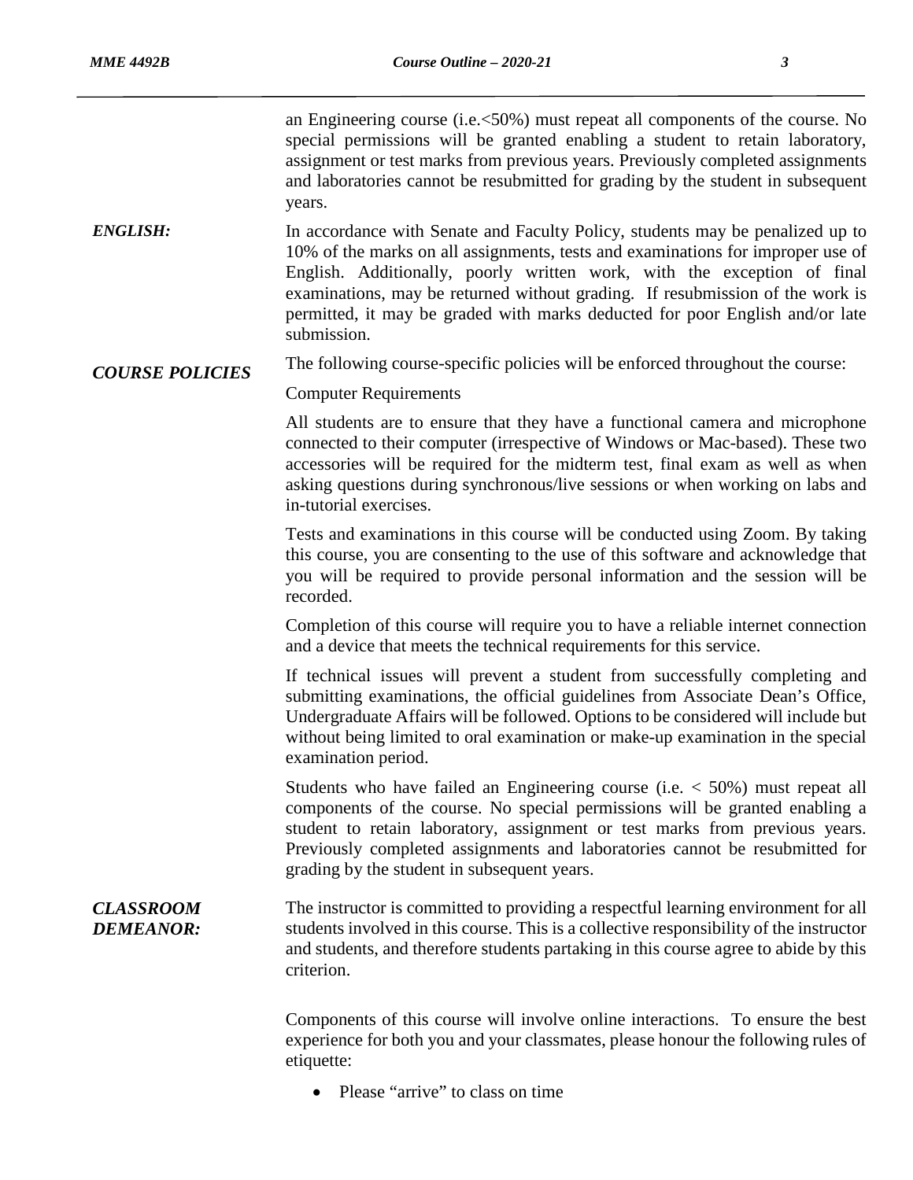an Engineering course (i.e.<50%) must repeat all components of the course. No special permissions will be granted enabling a student to retain laboratory, assignment or test marks from previous years. Previously completed assignments and laboratories cannot be resubmitted for grading by the student in subsequent years.

***ENGLISH:*** In accordance with Senate and Faculty Policy, students may be penalized up to 10% of the marks on all assignments, tests and examinations for improper use of English. Additionally, poorly written work, with the exception of final examinations, may be returned without grading. If resubmission of the work is permitted, it may be graded with marks deducted for poor English and/or late submission.

***COURSE POLICIES*** The following course-specific policies will be enforced throughout the course:

Computer Requirements

All students are to ensure that they have a functional camera and microphone connected to their computer (irrespective of Windows or Mac-based). These two accessories will be required for the midterm test, final exam as well as when asking questions during synchronous/live sessions or when working on labs and in-tutorial exercises.

Tests and examinations in this course will be conducted using Zoom. By taking this course, you are consenting to the use of this software and acknowledge that you will be required to provide personal information and the session will be recorded.

Completion of this course will require you to have a reliable internet connection and a device that meets the technical requirements for this service.

If technical issues will prevent a student from successfully completing and submitting examinations, the official guidelines from Associate Dean's Office, Undergraduate Affairs will be followed. Options to be considered will include but without being limited to oral examination or make-up examination in the special examination period.

Students who have failed an Engineering course (i.e. < 50%) must repeat all components of the course. No special permissions will be granted enabling a student to retain laboratory, assignment or test marks from previous years. Previously completed assignments and laboratories cannot be resubmitted for grading by the student in subsequent years.

***CLASSROOM DEMEANOR:*** The instructor is committed to providing a respectful learning environment for all students involved in this course. This is a collective responsibility of the instructor and students, and therefore students partaking in this course agree to abide by this criterion.

Components of this course will involve online interactions. To ensure the best experience for both you and your classmates, please honour the following rules of etiquette:

- Please "arrive" to class on time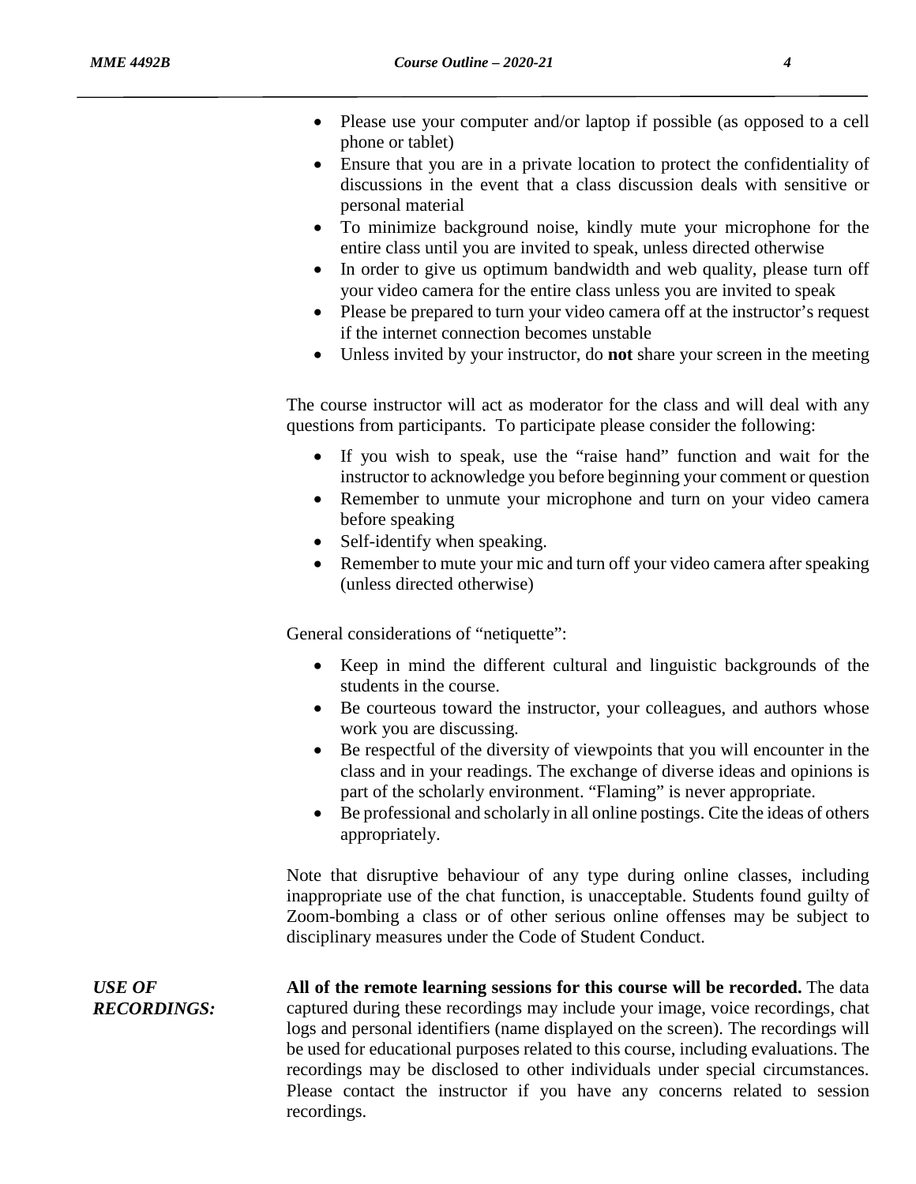- Please use your computer and/or laptop if possible (as opposed to a cell phone or tablet)
- Ensure that you are in a private location to protect the confidentiality of discussions in the event that a class discussion deals with sensitive or personal material
- To minimize background noise, kindly mute your microphone for the entire class until you are invited to speak, unless directed otherwise
- In order to give us optimum bandwidth and web quality, please turn off your video camera for the entire class unless you are invited to speak
- Please be prepared to turn your video camera off at the instructor's request if the internet connection becomes unstable
- Unless invited by your instructor, do **not** share your screen in the meeting

The course instructor will act as moderator for the class and will deal with any questions from participants. To participate please consider the following:

- If you wish to speak, use the "raise hand" function and wait for the instructor to acknowledge you before beginning your comment or question
- Remember to unmute your microphone and turn on your video camera before speaking
- Self-identify when speaking.
- Remember to mute your mic and turn off your video camera after speaking (unless directed otherwise)

General considerations of "netiquette":

- Keep in mind the different cultural and linguistic backgrounds of the students in the course.
- Be courteous toward the instructor, your colleagues, and authors whose work you are discussing.
- Be respectful of the diversity of viewpoints that you will encounter in the class and in your readings. The exchange of diverse ideas and opinions is part of the scholarly environment. "Flaming" is never appropriate.
- Be professional and scholarly in all online postings. Cite the ideas of others appropriately.

Note that disruptive behaviour of any type during online classes, including inappropriate use of the chat function, is unacceptable. Students found guilty of Zoom-bombing a class or of other serious online offenses may be subject to disciplinary measures under the Code of Student Conduct.

***USE OF RECORDINGS:***

**All of the remote learning sessions for this course will be recorded.** The data captured during these recordings may include your image, voice recordings, chat logs and personal identifiers (name displayed on the screen). The recordings will be used for educational purposes related to this course, including evaluations. The recordings may be disclosed to other individuals under special circumstances. Please contact the instructor if you have any concerns related to session recordings.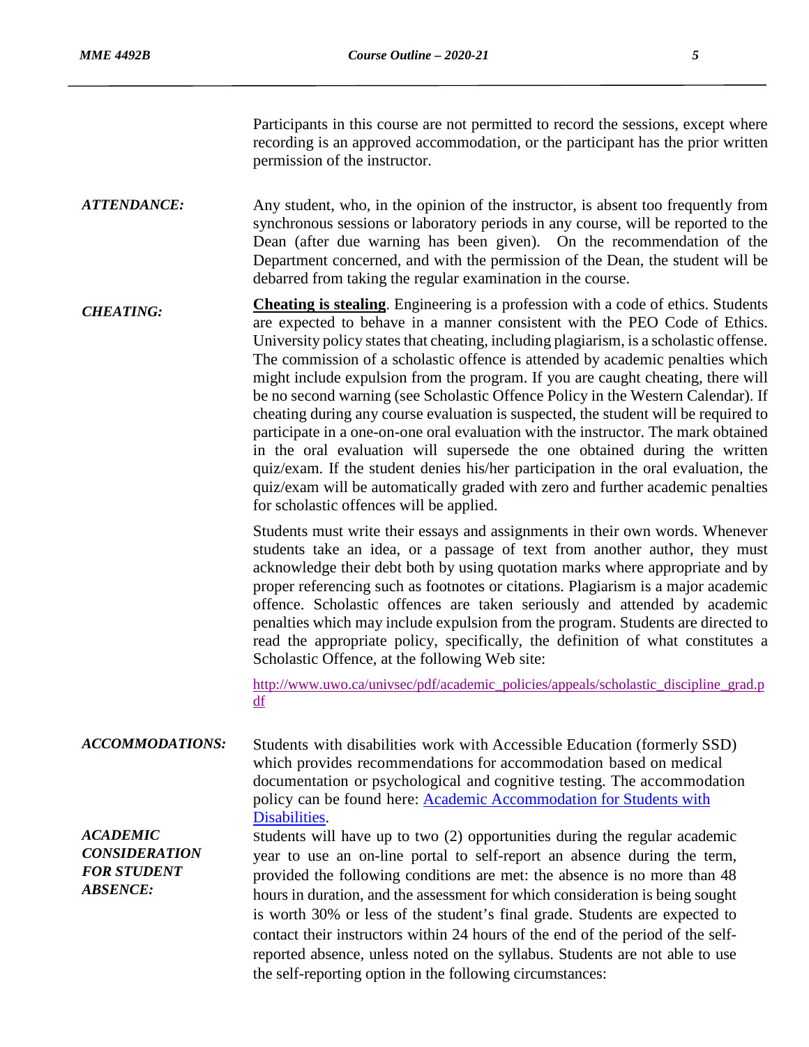Participants in this course are not permitted to record the sessions, except where recording is an approved accommodation, or the participant has the prior written permission of the instructor.

***ATTENDANCE:***

Any student, who, in the opinion of the instructor, is absent too frequently from synchronous sessions or laboratory periods in any course, will be reported to the Dean (after due warning has been given). On the recommendation of the Department concerned, and with the permission of the Dean, the student will be debarred from taking the regular examination in the course.

***CHEATING:***

**Cheating is stealing**. Engineering is a profession with a code of ethics. Students are expected to behave in a manner consistent with the PEO Code of Ethics. University policy states that cheating, including plagiarism, is a scholastic offense. The commission of a scholastic offence is attended by academic penalties which might include expulsion from the program. If you are caught cheating, there will be no second warning (see Scholastic Offence Policy in the Western Calendar). If cheating during any course evaluation is suspected, the student will be required to participate in a one-on-one oral evaluation with the instructor. The mark obtained in the oral evaluation will supersede the one obtained during the written quiz/exam. If the student denies his/her participation in the oral evaluation, the quiz/exam will be automatically graded with zero and further academic penalties for scholastic offences will be applied.

Students must write their essays and assignments in their own words. Whenever students take an idea, or a passage of text from another author, they must acknowledge their debt both by using quotation marks where appropriate and by proper referencing such as footnotes or citations. Plagiarism is a major academic offence. Scholastic offences are taken seriously and attended by academic penalties which may include expulsion from the program. Students are directed to read the appropriate policy, specifically, the definition of what constitutes a Scholastic Offence, at the following Web site:

http://www.uwo.ca/univsec/pdf/academic_policies/appeals/scholastic_discipline_grad.pdf

***ACCOMMODATIONS:***

Students with disabilities work with Accessible Education (formerly SSD) which provides recommendations for accommodation based on medical documentation or psychological and cognitive testing. The accommodation policy can be found here: Academic Accommodation for Students with Disabilities.

***ACADEMIC CONSIDERATION FOR STUDENT ABSENCE:***

Students will have up to two (2) opportunities during the regular academic year to use an on-line portal to self-report an absence during the term, provided the following conditions are met: the absence is no more than 48 hours in duration, and the assessment for which consideration is being sought is worth 30% or less of the student's final grade. Students are expected to contact their instructors within 24 hours of the end of the period of the self-reported absence, unless noted on the syllabus. Students are not able to use the self-reporting option in the following circumstances: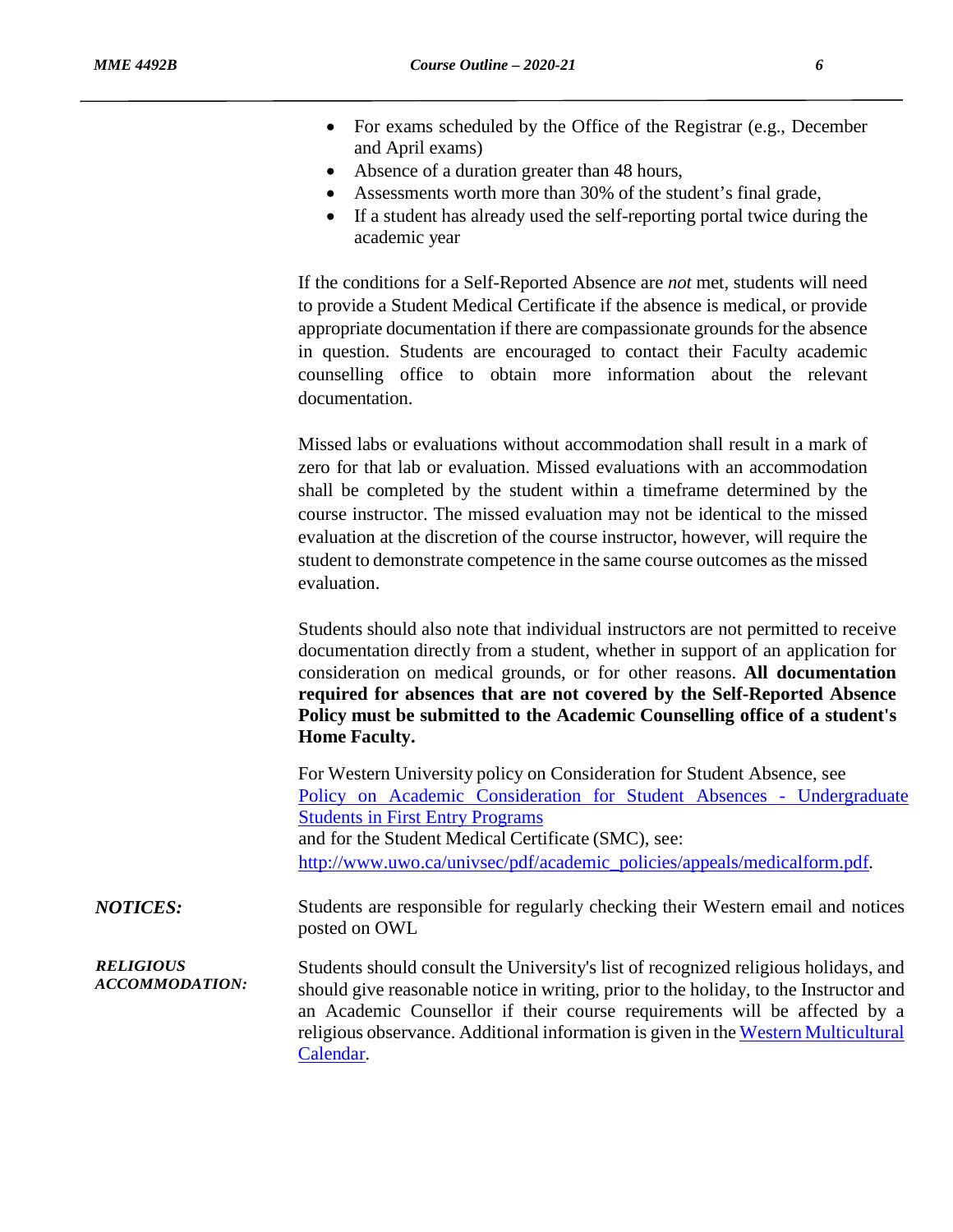- For exams scheduled by the Office of the Registrar (e.g., December and April exams)
- Absence of a duration greater than 48 hours,
- Assessments worth more than 30% of the student's final grade,
- If a student has already used the self-reporting portal twice during the academic year

If the conditions for a Self-Reported Absence are *not* met, students will need to provide a Student Medical Certificate if the absence is medical, or provide appropriate documentation if there are compassionate grounds for the absence in question. Students are encouraged to contact their Faculty academic counselling office to obtain more information about the relevant documentation.

Missed labs or evaluations without accommodation shall result in a mark of zero for that lab or evaluation. Missed evaluations with an accommodation shall be completed by the student within a timeframe determined by the course instructor. The missed evaluation may not be identical to the missed evaluation at the discretion of the course instructor, however, will require the student to demonstrate competence in the same course outcomes as the missed evaluation.

Students should also note that individual instructors are not permitted to receive documentation directly from a student, whether in support of an application for consideration on medical grounds, or for other reasons. **All documentation required for absences that are not covered by the Self-Reported Absence Policy must be submitted to the Academic Counselling office of a student's Home Faculty.**

For Western University policy on Consideration for Student Absence, see [Policy on Academic Consideration for Student Absences - Undergraduate Students in First Entry Programs]
and for the Student Medical Certificate (SMC), see:
[http://www.uwo.ca/univsec/pdf/academic_policies/appeals/medicalform.pdf].

***NOTICES:*** Students are responsible for regularly checking their Western email and notices posted on OWL

***RELIGIOUS ACCOMMODATION:*** Students should consult the University's list of recognized religious holidays, and should give reasonable notice in writing, prior to the holiday, to the Instructor and an Academic Counsellor if their course requirements will be affected by a religious observance. Additional information is given in the [Western Multicultural Calendar].